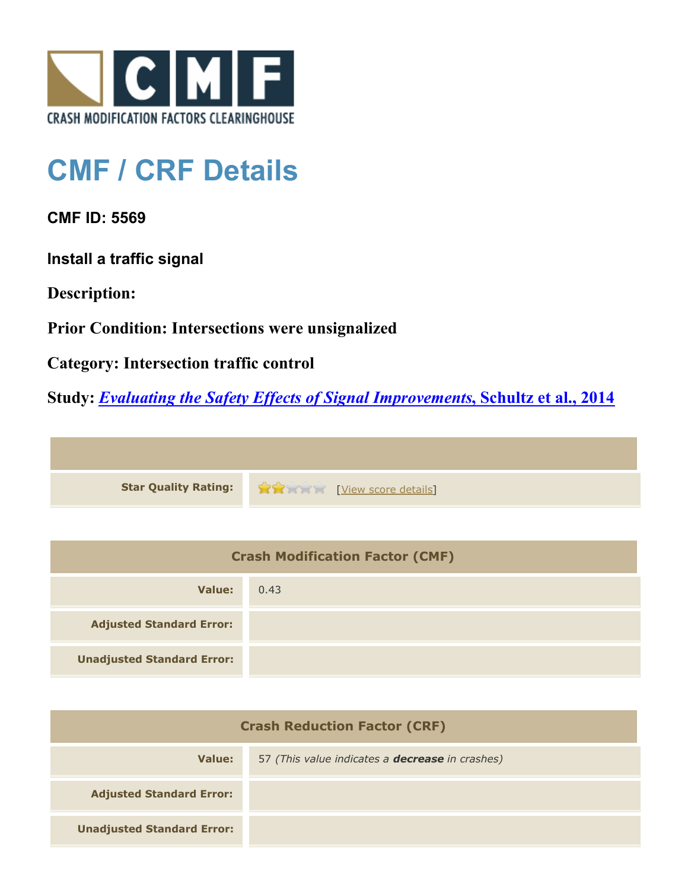CRASH MODIFICATION FACTORS CLEARINGHOUSE

# CMF / CRF Details

## CMF ID: 5569

### Install a traffic signal

**Description:**

**Prior Condition: Intersections were unsignalized**

**Category: Intersection traffic control**

**Study: *Evaluating the Safety Effects of Signal Improvements*, Schultz et al., 2014**

| | |
|---|---|
| **Star Quality Rating:** | 2 of 5 stars [View score details] |

| Crash Modification Factor (CMF) | |
|---|---|
| **Value:** | 0.43 |
| **Adjusted Standard Error:** | |
| **Unadjusted Standard Error:** | |

| Crash Reduction Factor (CRF) | |
|---|---|
| **Value:** | 57 *(This value indicates a **decrease** in crashes)* |
| **Adjusted Standard Error:** | |
| **Unadjusted Standard Error:** | |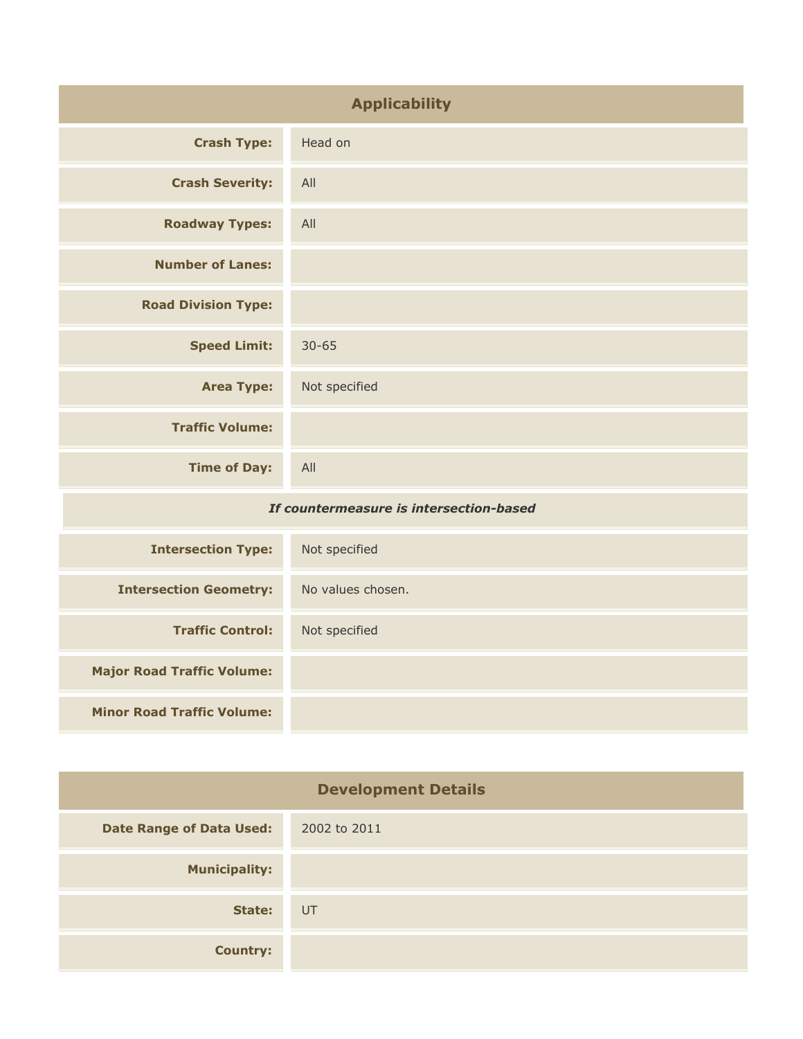## Applicability

| | |
|---|---|
| **Crash Type:** | Head on |
| **Crash Severity:** | All |
| **Roadway Types:** | All |
| **Number of Lanes:** | |
| **Road Division Type:** | |
| **Speed Limit:** | 30-65 |
| **Area Type:** | Not specified |
| **Traffic Volume:** | |
| **Time of Day:** | All |
| ***If countermeasure is intersection-based*** | |
| **Intersection Type:** | Not specified |
| **Intersection Geometry:** | No values chosen. |
| **Traffic Control:** | Not specified |
| **Major Road Traffic Volume:** | |
| **Minor Road Traffic Volume:** | |

## Development Details

| | |
|---|---|
| **Date Range of Data Used:** | 2002 to 2011 |
| **Municipality:** | |
| **State:** | UT |
| **Country:** | |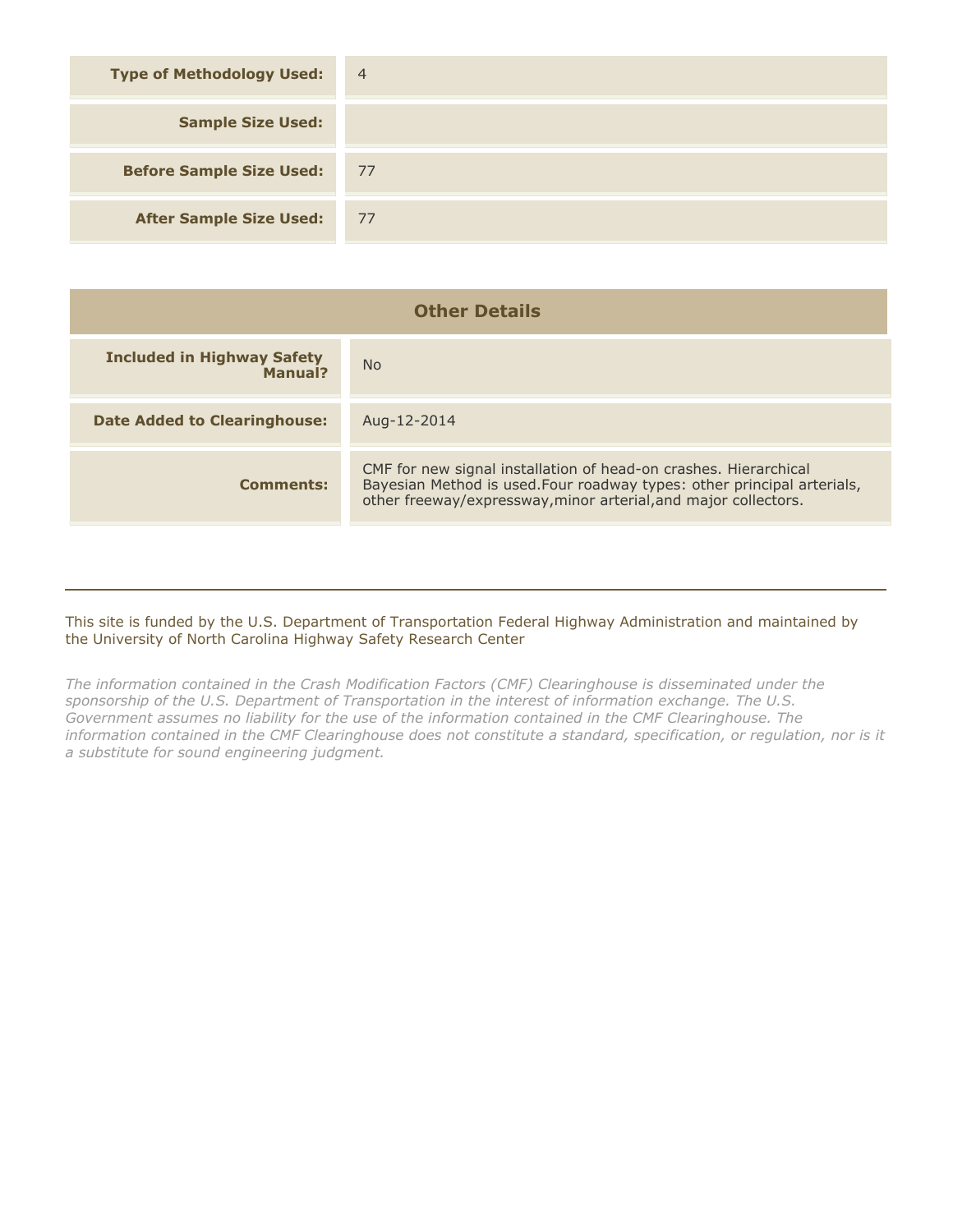| | |
|---|---|
| **Type of Methodology Used:** | 4 |
| **Sample Size Used:** | |
| **Before Sample Size Used:** | 77 |
| **After Sample Size Used:** | 77 |

## Other Details

| | |
|---|---|
| **Included in Highway Safety Manual?** | No |
| **Date Added to Clearinghouse:** | Aug-12-2014 |
| **Comments:** | CMF for new signal installation of head-on crashes. Hierarchical Bayesian Method is used.Four roadway types: other principal arterials, other freeway/expressway,minor arterial,and major collectors. |

---

This site is funded by the U.S. Department of Transportation Federal Highway Administration and maintained by the University of North Carolina Highway Safety Research Center

*The information contained in the Crash Modification Factors (CMF) Clearinghouse is disseminated under the sponsorship of the U.S. Department of Transportation in the interest of information exchange. The U.S. Government assumes no liability for the use of the information contained in the CMF Clearinghouse. The information contained in the CMF Clearinghouse does not constitute a standard, specification, or regulation, nor is it a substitute for sound engineering judgment.*